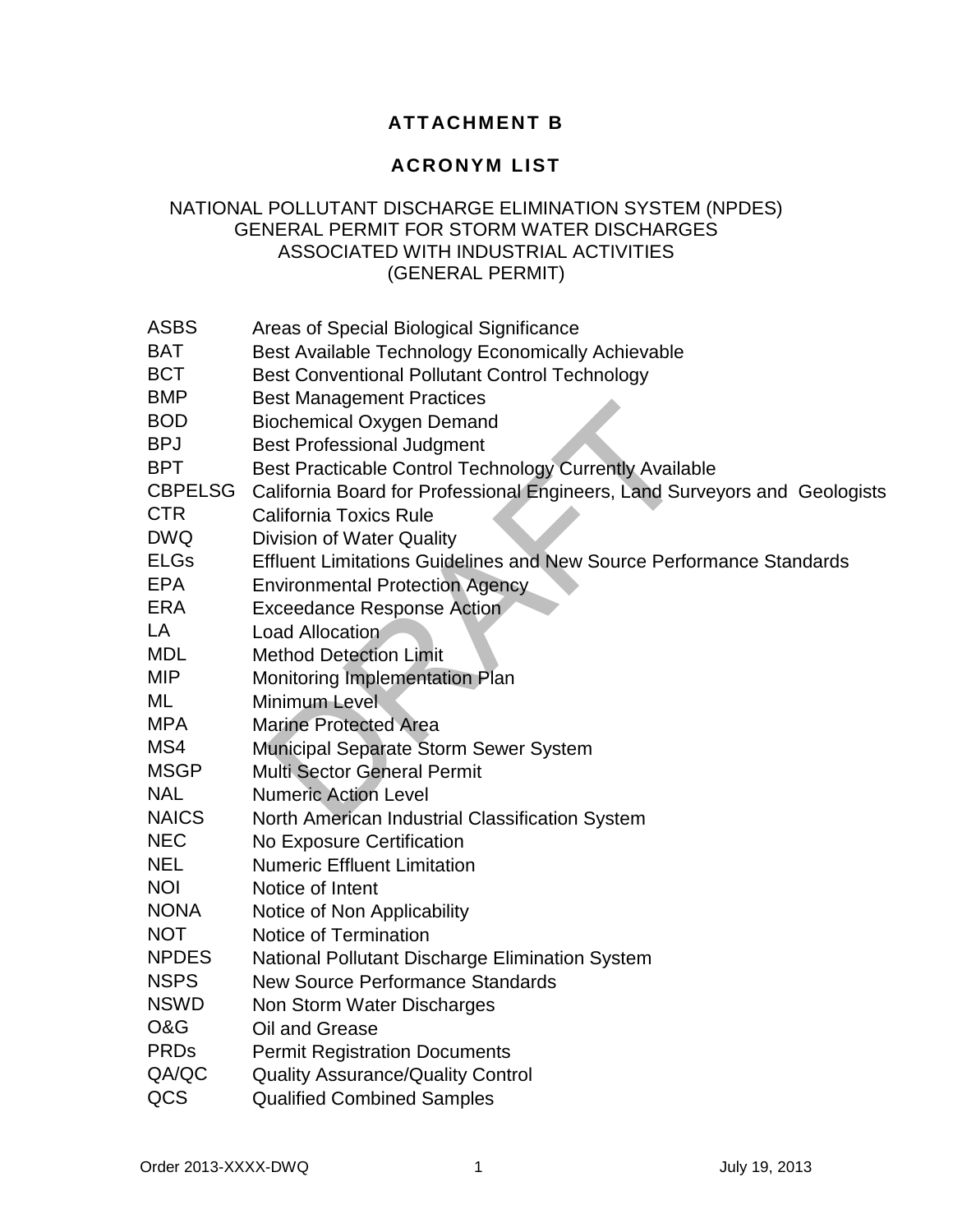# ATTACHMENT B

## ACRONYM LIST

NATIONAL POLLUTANT DISCHARGE ELIMINATION SYSTEM (NPDES)
GENERAL PERMIT FOR STORM WATER DISCHARGES
ASSOCIATED WITH INDUSTRIAL ACTIVITIES
(GENERAL PERMIT)

| | |
|---|---|
| ASBS | Areas of Special Biological Significance |
| BAT | Best Available Technology Economically Achievable |
| BCT | Best Conventional Pollutant Control Technology |
| BMP | Best Management Practices |
| BOD | Biochemical Oxygen Demand |
| BPJ | Best Professional Judgment |
| BPT | Best Practicable Control Technology Currently Available |
| CBPELSG | California Board for Professional Engineers, Land Surveyors and Geologists |
| CTR | California Toxics Rule |
| DWQ | Division of Water Quality |
| ELGs | Effluent Limitations Guidelines and New Source Performance Standards |
| EPA | Environmental Protection Agency |
| ERA | Exceedance Response Action |
| LA | Load Allocation |
| MDL | Method Detection Limit |
| MIP | Monitoring Implementation Plan |
| ML | Minimum Level |
| MPA | Marine Protected Area |
| MS4 | Municipal Separate Storm Sewer System |
| MSGP | Multi Sector General Permit |
| NAL | Numeric Action Level |
| NAICS | North American Industrial Classification System |
| NEC | No Exposure Certification |
| NEL | Numeric Effluent Limitation |
| NOI | Notice of Intent |
| NONA | Notice of Non Applicability |
| NOT | Notice of Termination |
| NPDES | National Pollutant Discharge Elimination System |
| NSPS | New Source Performance Standards |
| NSWD | Non Storm Water Discharges |
| O&G | Oil and Grease |
| PRDs | Permit Registration Documents |
| QA/QC | Quality Assurance/Quality Control |
| QCS | Qualified Combined Samples |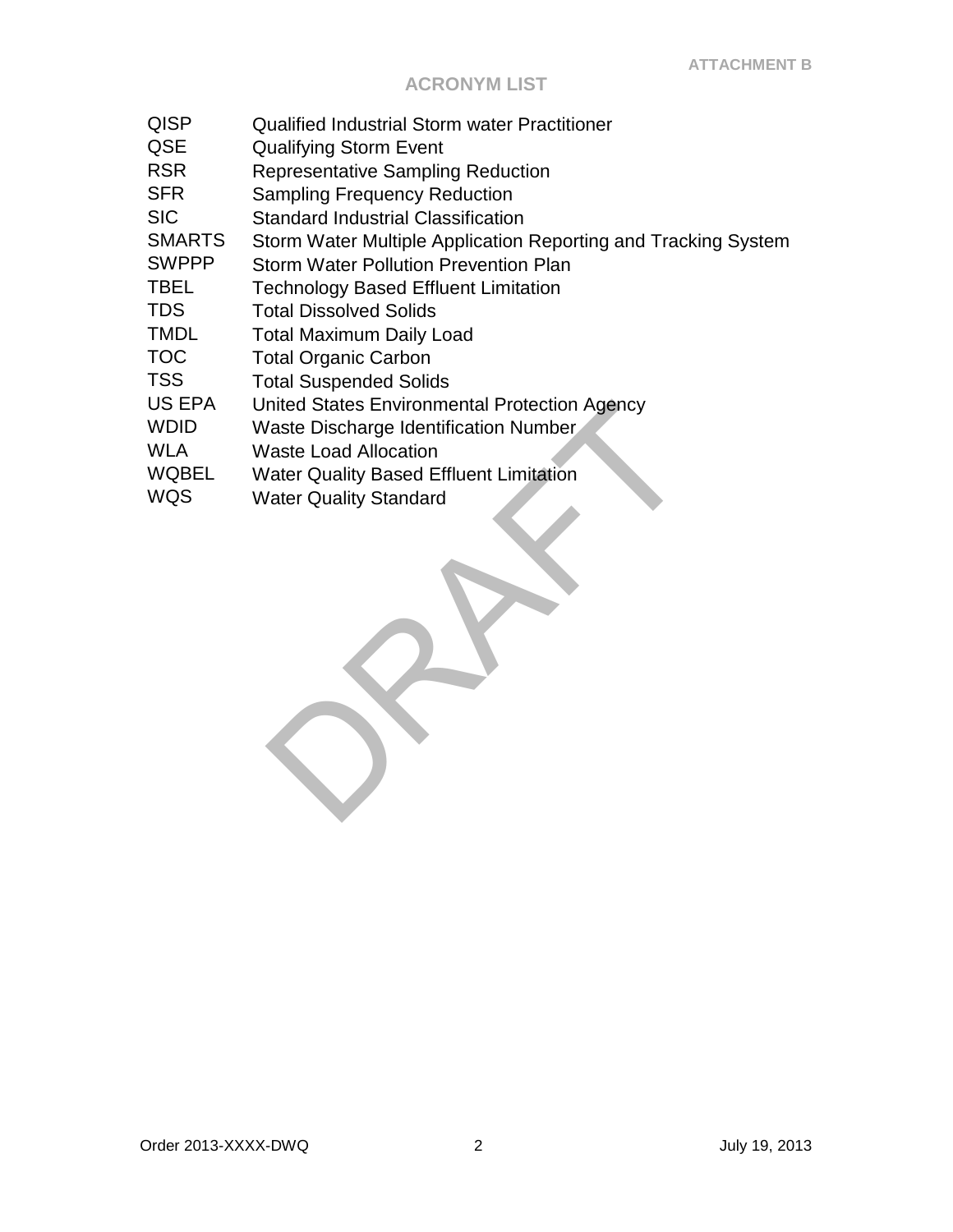## ACRONYM LIST

| | |
|---|---|
| QISP | Qualified Industrial Storm water Practitioner |
| QSE | Qualifying Storm Event |
| RSR | Representative Sampling Reduction |
| SFR | Sampling Frequency Reduction |
| SIC | Standard Industrial Classification |
| SMARTS | Storm Water Multiple Application Reporting and Tracking System |
| SWPPP | Storm Water Pollution Prevention Plan |
| TBEL | Technology Based Effluent Limitation |
| TDS | Total Dissolved Solids |
| TMDL | Total Maximum Daily Load |
| TOC | Total Organic Carbon |
| TSS | Total Suspended Solids |
| US EPA | United States Environmental Protection Agency |
| WDID | Waste Discharge Identification Number |
| WLA | Waste Load Allocation |
| WQBEL | Water Quality Based Effluent Limitation |
| WQS | Water Quality Standard |